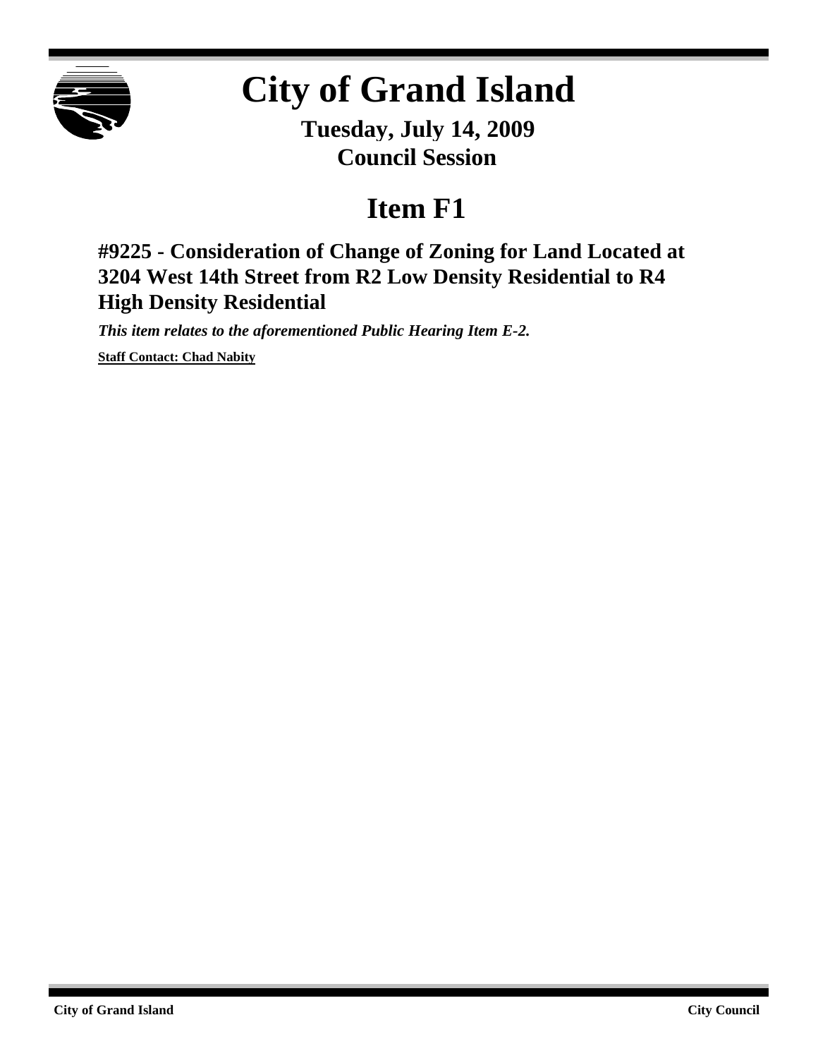# City of Grand Island

**Tuesday, July 14, 2009**
**Council Session**

## Item F1

### #9225 - Consideration of Change of Zoning for Land Located at 3204 West 14th Street from R2 Low Density Residential to R4 High Density Residential

***This item relates to the aforementioned Public Hearing Item E-2.***

**Staff Contact: Chad Nabity**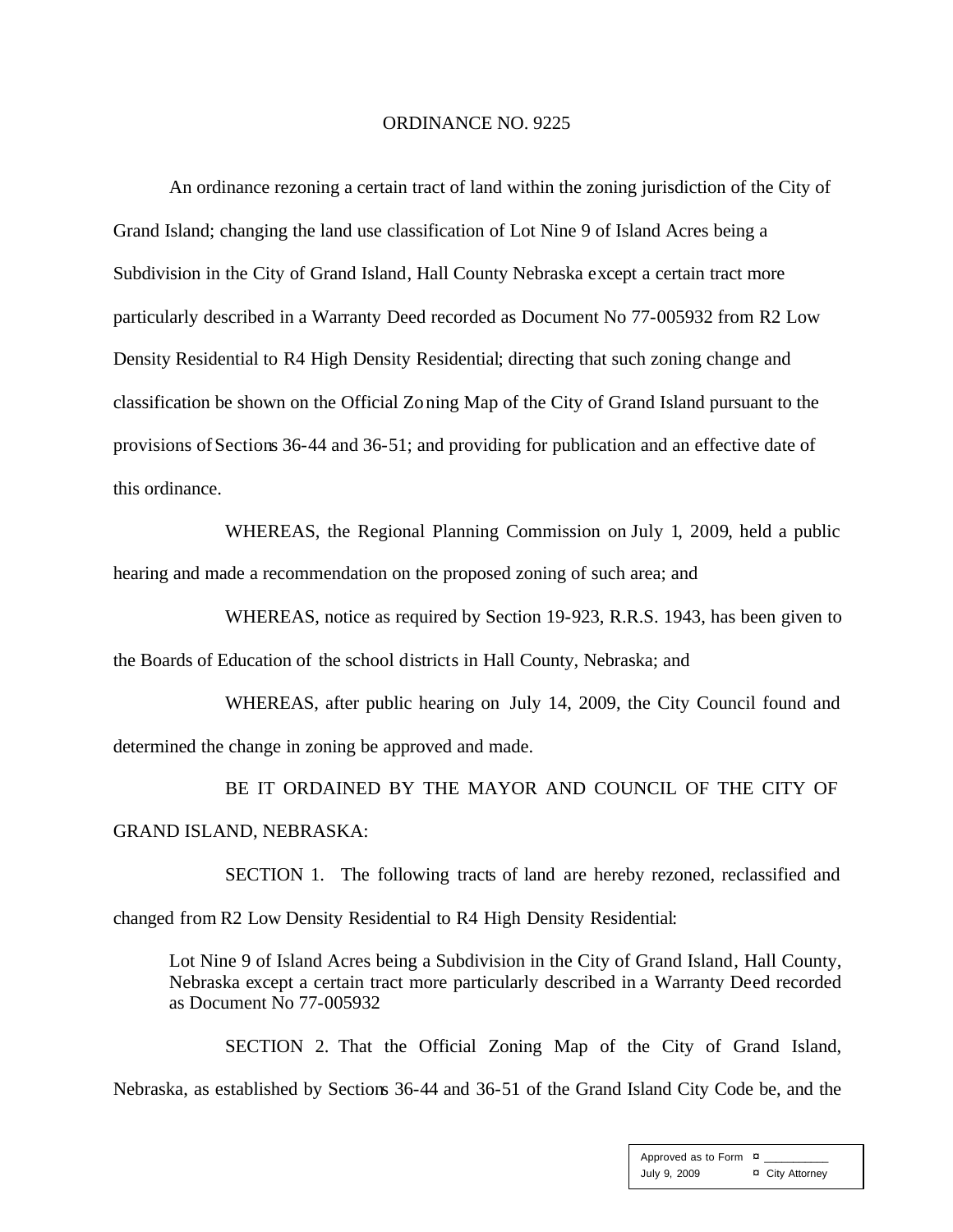ORDINANCE NO. 9225

An ordinance rezoning a certain tract of land within the zoning jurisdiction of the City of Grand Island; changing the land use classification of Lot Nine 9 of Island Acres being a Subdivision in the City of Grand Island, Hall County Nebraska except a certain tract more particularly described in a Warranty Deed recorded as Document No 77-005932 from R2 Low Density Residential to R4 High Density Residential; directing that such zoning change and classification be shown on the Official Zoning Map of the City of Grand Island pursuant to the provisions of Sections 36-44 and 36-51; and providing for publication and an effective date of this ordinance.

WHEREAS, the Regional Planning Commission on July 1, 2009, held a public hearing and made a recommendation on the proposed zoning of such area; and

WHEREAS, notice as required by Section 19-923, R.R.S. 1943, has been given to the Boards of Education of the school districts in Hall County, Nebraska; and

WHEREAS, after public hearing on July 14, 2009, the City Council found and determined the change in zoning be approved and made.

BE IT ORDAINED BY THE MAYOR AND COUNCIL OF THE CITY OF GRAND ISLAND, NEBRASKA:

SECTION 1. The following tracts of land are hereby rezoned, reclassified and changed from R2 Low Density Residential to R4 High Density Residential:

> Lot Nine 9 of Island Acres being a Subdivision in the City of Grand Island, Hall County, Nebraska except a certain tract more particularly described in a Warranty Deed recorded as Document No 77-005932

SECTION 2. That the Official Zoning Map of the City of Grand Island, Nebraska, as established by Sections 36-44 and 36-51 of the Grand Island City Code be, and the

| Approved as to Form | ¤ ___________ |
|---|---|
| July 9, 2009 | ¤ City Attorney |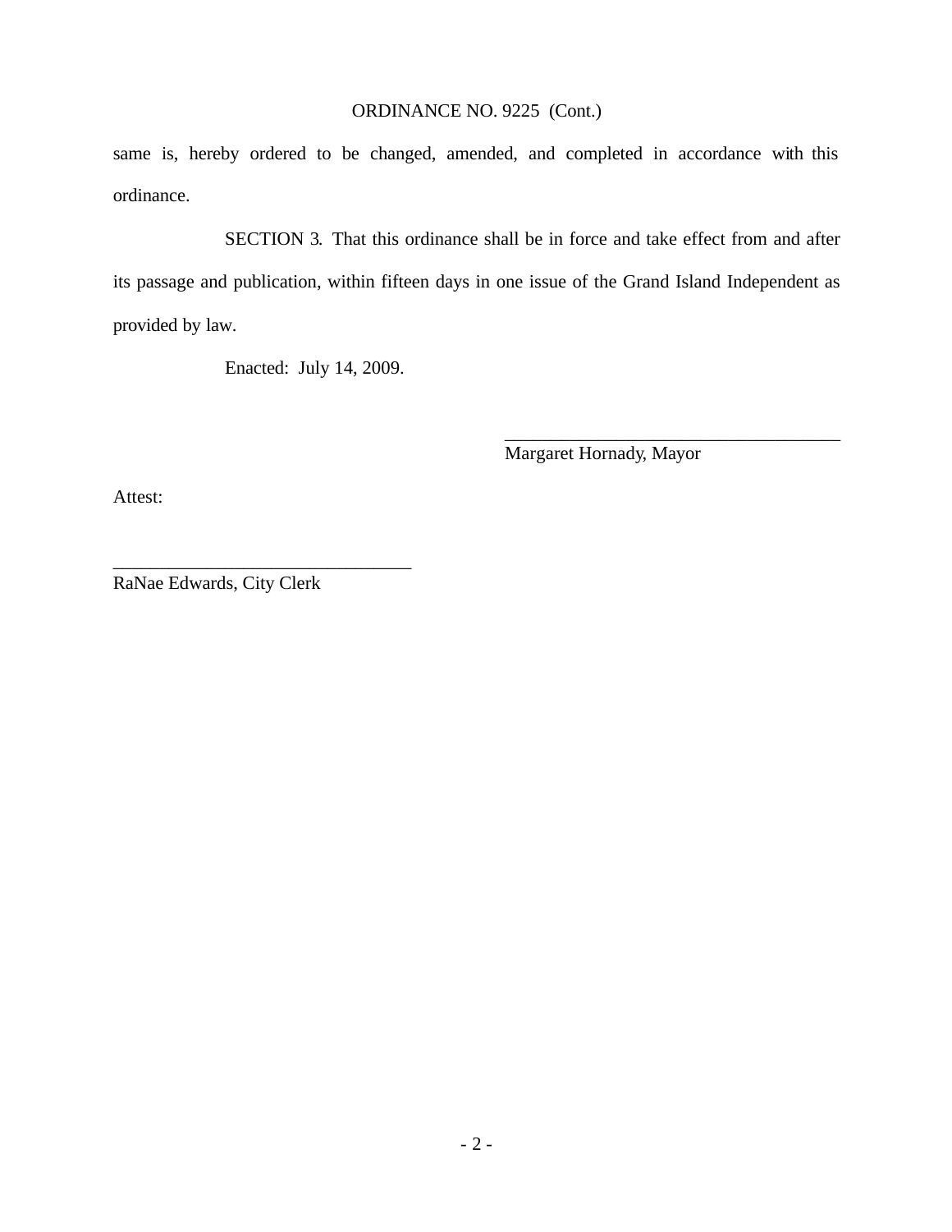ORDINANCE NO. 9225 (Cont.)

same is, hereby ordered to be changed, amended, and completed in accordance with this ordinance.

SECTION 3. That this ordinance shall be in force and take effect from and after its passage and publication, within fifteen days in one issue of the Grand Island Independent as provided by law.

Enacted: July 14, 2009.

_____________________________________
Margaret Hornady, Mayor

Attest:

_________________________________
RaNae Edwards, City Clerk